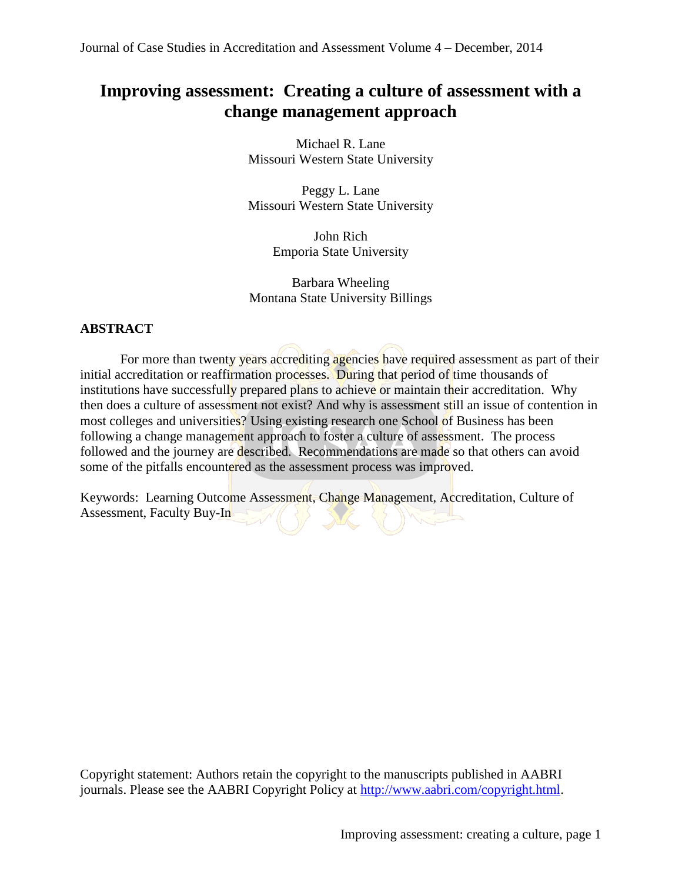# Improving assessment: Creating a culture of assessment with a change management approach

Michael R. Lane
Missouri Western State University

Peggy L. Lane
Missouri Western State University

John Rich
Emporia State University

Barbara Wheeling
Montana State University Billings

## ABSTRACT

For more than twenty years accrediting agencies have required assessment as part of their initial accreditation or reaffirmation processes. During that period of time thousands of institutions have successfully prepared plans to achieve or maintain their accreditation. Why then does a culture of assessment not exist? And why is assessment still an issue of contention in most colleges and universities? Using existing research one School of Business has been following a change management approach to foster a culture of assessment. The process followed and the journey are described. Recommendations are made so that others can avoid some of the pitfalls encountered as the assessment process was improved.

Keywords: Learning Outcome Assessment, Change Management, Accreditation, Culture of Assessment, Faculty Buy-In

Copyright statement: Authors retain the copyright to the manuscripts published in AABRI journals. Please see the AABRI Copyright Policy at http://www.aabri.com/copyright.html.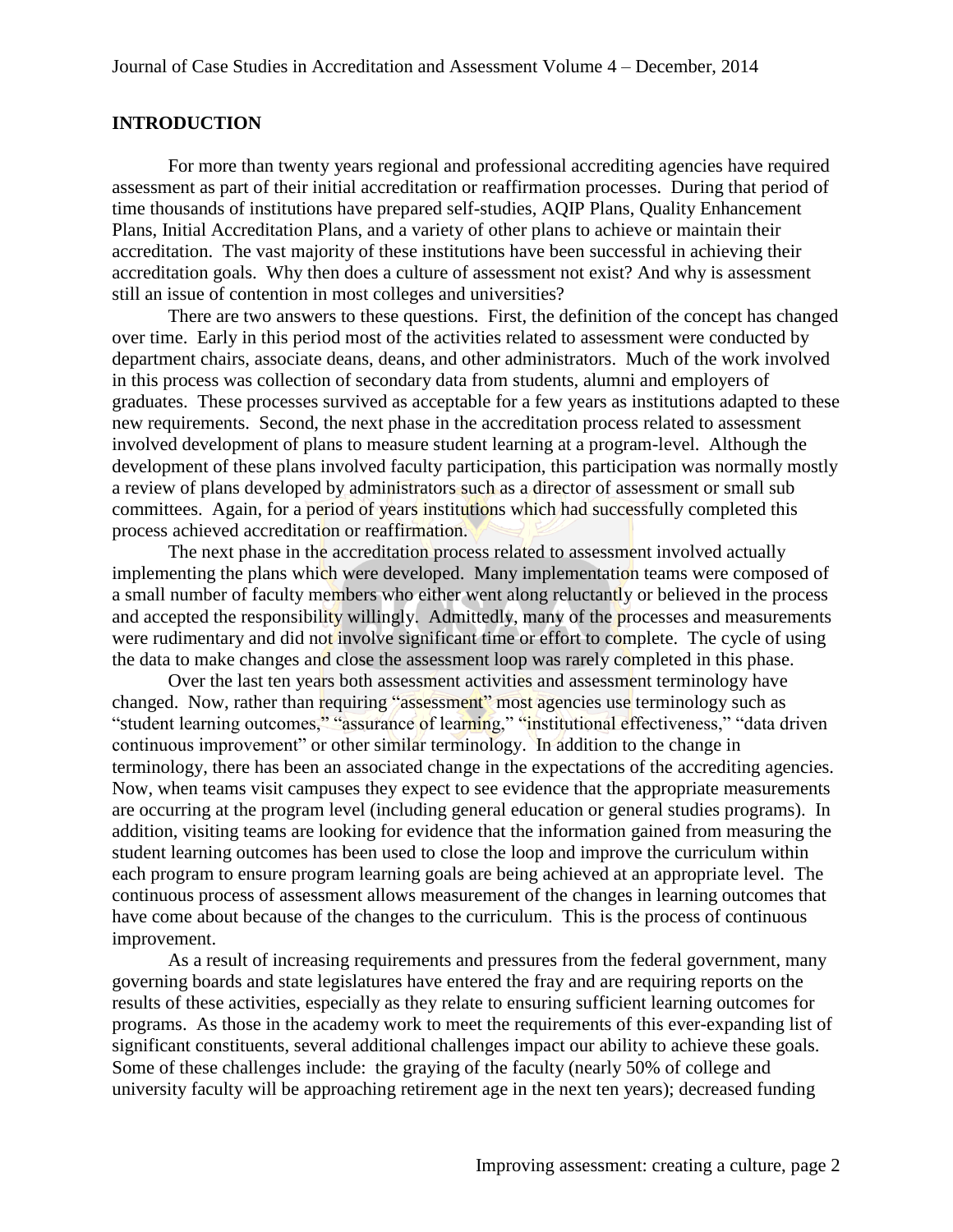## INTRODUCTION

For more than twenty years regional and professional accrediting agencies have required assessment as part of their initial accreditation or reaffirmation processes. During that period of time thousands of institutions have prepared self-studies, AQIP Plans, Quality Enhancement Plans, Initial Accreditation Plans, and a variety of other plans to achieve or maintain their accreditation. The vast majority of these institutions have been successful in achieving their accreditation goals. Why then does a culture of assessment not exist? And why is assessment still an issue of contention in most colleges and universities?

There are two answers to these questions. First, the definition of the concept has changed over time. Early in this period most of the activities related to assessment were conducted by department chairs, associate deans, deans, and other administrators. Much of the work involved in this process was collection of secondary data from students, alumni and employers of graduates. These processes survived as acceptable for a few years as institutions adapted to these new requirements. Second, the next phase in the accreditation process related to assessment involved development of plans to measure student learning at a program-level. Although the development of these plans involved faculty participation, this participation was normally mostly a review of plans developed by administrators such as a director of assessment or small sub committees. Again, for a period of years institutions which had successfully completed this process achieved accreditation or reaffirmation.

The next phase in the accreditation process related to assessment involved actually implementing the plans which were developed. Many implementation teams were composed of a small number of faculty members who either went along reluctantly or believed in the process and accepted the responsibility willingly. Admittedly, many of the processes and measurements were rudimentary and did not involve significant time or effort to complete. The cycle of using the data to make changes and close the assessment loop was rarely completed in this phase.

Over the last ten years both assessment activities and assessment terminology have changed. Now, rather than requiring "assessment" most agencies use terminology such as "student learning outcomes," "assurance of learning," "institutional effectiveness," "data driven continuous improvement" or other similar terminology. In addition to the change in terminology, there has been an associated change in the expectations of the accrediting agencies. Now, when teams visit campuses they expect to see evidence that the appropriate measurements are occurring at the program level (including general education or general studies programs). In addition, visiting teams are looking for evidence that the information gained from measuring the student learning outcomes has been used to close the loop and improve the curriculum within each program to ensure program learning goals are being achieved at an appropriate level. The continuous process of assessment allows measurement of the changes in learning outcomes that have come about because of the changes to the curriculum. This is the process of continuous improvement.

As a result of increasing requirements and pressures from the federal government, many governing boards and state legislatures have entered the fray and are requiring reports on the results of these activities, especially as they relate to ensuring sufficient learning outcomes for programs. As those in the academy work to meet the requirements of this ever-expanding list of significant constituents, several additional challenges impact our ability to achieve these goals. Some of these challenges include: the graying of the faculty (nearly 50% of college and university faculty will be approaching retirement age in the next ten years); decreased funding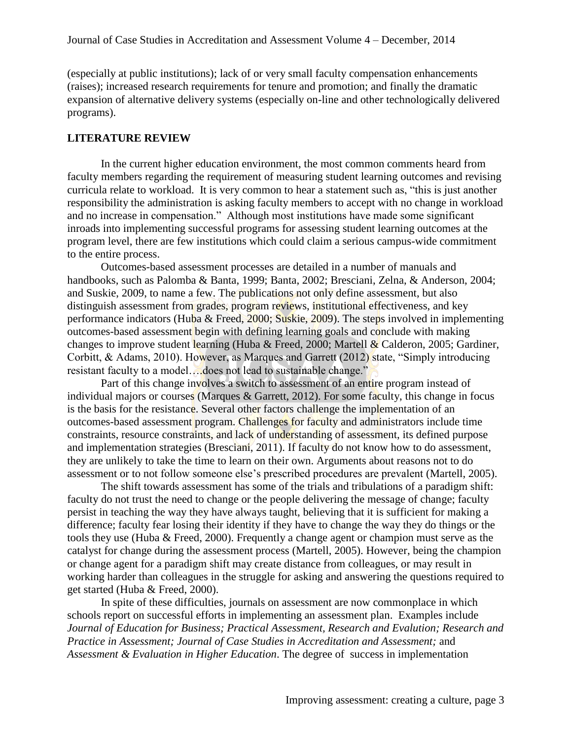(especially at public institutions); lack of or very small faculty compensation enhancements (raises); increased research requirements for tenure and promotion; and finally the dramatic expansion of alternative delivery systems (especially on-line and other technologically delivered programs).

## LITERATURE REVIEW

In the current higher education environment, the most common comments heard from faculty members regarding the requirement of measuring student learning outcomes and revising curricula relate to workload. It is very common to hear a statement such as, "this is just another responsibility the administration is asking faculty members to accept with no change in workload and no increase in compensation." Although most institutions have made some significant inroads into implementing successful programs for assessing student learning outcomes at the program level, there are few institutions which could claim a serious campus-wide commitment to the entire process.

Outcomes-based assessment processes are detailed in a number of manuals and handbooks, such as Palomba & Banta, 1999; Banta, 2002; Bresciani, Zelna, & Anderson, 2004; and Suskie, 2009, to name a few. The publications not only define assessment, but also distinguish assessment from grades, program reviews, institutional effectiveness, and key performance indicators (Huba & Freed, 2000; Suskie, 2009). The steps involved in implementing outcomes-based assessment begin with defining learning goals and conclude with making changes to improve student learning (Huba & Freed, 2000; Martell & Calderon, 2005; Gardiner, Corbitt, & Adams, 2010). However, as Marques and Garrett (2012) state, "Simply introducing resistant faculty to a model….does not lead to sustainable change."

Part of this change involves a switch to assessment of an entire program instead of individual majors or courses (Marques & Garrett, 2012). For some faculty, this change in focus is the basis for the resistance. Several other factors challenge the implementation of an outcomes-based assessment program. Challenges for faculty and administrators include time constraints, resource constraints, and lack of understanding of assessment, its defined purpose and implementation strategies (Bresciani, 2011). If faculty do not know how to do assessment, they are unlikely to take the time to learn on their own. Arguments about reasons not to do assessment or to not follow someone else's prescribed procedures are prevalent (Martell, 2005).

The shift towards assessment has some of the trials and tribulations of a paradigm shift: faculty do not trust the need to change or the people delivering the message of change; faculty persist in teaching the way they have always taught, believing that it is sufficient for making a difference; faculty fear losing their identity if they have to change the way they do things or the tools they use (Huba & Freed, 2000). Frequently a change agent or champion must serve as the catalyst for change during the assessment process (Martell, 2005). However, being the champion or change agent for a paradigm shift may create distance from colleagues, or may result in working harder than colleagues in the struggle for asking and answering the questions required to get started (Huba & Freed, 2000).

In spite of these difficulties, journals on assessment are now commonplace in which schools report on successful efforts in implementing an assessment plan. Examples include *Journal of Education for Business; Practical Assessment, Research and Evalution; Research and Practice in Assessment; Journal of Case Studies in Accreditation and Assessment;* and *Assessment & Evaluation in Higher Education*. The degree of success in implementation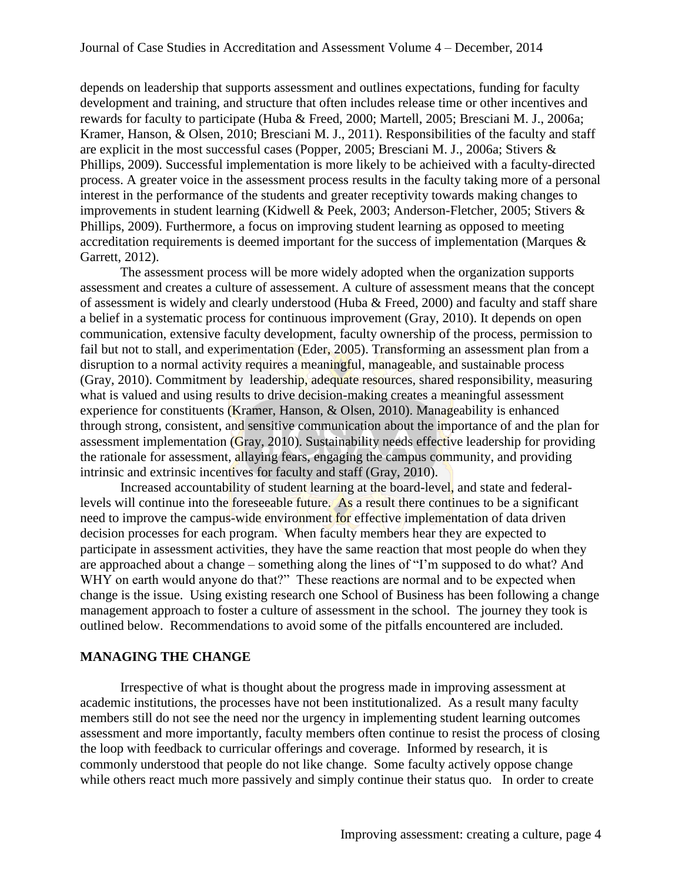depends on leadership that supports assessment and outlines expectations, funding for faculty development and training, and structure that often includes release time or other incentives and rewards for faculty to participate (Huba & Freed, 2000; Martell, 2005; Bresciani M. J., 2006a; Kramer, Hanson, & Olsen, 2010; Bresciani M. J., 2011). Responsibilities of the faculty and staff are explicit in the most successful cases (Popper, 2005; Bresciani M. J., 2006a; Stivers & Phillips, 2009). Successful implementation is more likely to be achieived with a faculty-directed process. A greater voice in the assessment process results in the faculty taking more of a personal interest in the performance of the students and greater receptivity towards making changes to improvements in student learning (Kidwell & Peek, 2003; Anderson-Fletcher, 2005; Stivers & Phillips, 2009). Furthermore, a focus on improving student learning as opposed to meeting accreditation requirements is deemed important for the success of implementation (Marques & Garrett, 2012).

The assessment process will be more widely adopted when the organization supports assessment and creates a culture of assesseement. A culture of assessment means that the concept of assessment is widely and clearly understood (Huba & Freed, 2000) and faculty and staff share a belief in a systematic process for continuous improvement (Gray, 2010). It depends on open communication, extensive faculty development, faculty ownership of the process, permission to fail but not to stall, and experimentation (Eder, 2005). Transforming an assessment plan from a disruption to a normal activity requires a meaningful, manageable, and sustainable process (Gray, 2010). Commitment by leadership, adequate resources, shared responsibility, measuring what is valued and using results to drive decision-making creates a meaningful assessment experience for constituents (Kramer, Hanson, & Olsen, 2010). Manageability is enhanced through strong, consistent, and sensitive communication about the importance of and the plan for assessment implementation (Gray, 2010). Sustainability needs effective leadership for providing the rationale for assessment, allaying fears, engaging the campus community, and providing intrinsic and extrinsic incentives for faculty and staff (Gray, 2010).

Increased accountability of student learning at the board-level, and state and federal-levels will continue into the foreseeable future. As a result there continues to be a significant need to improve the campus-wide environment for effective implementation of data driven decision processes for each program. When faculty members hear they are expected to participate in assessment activities, they have the same reaction that most people do when they are approached about a change – something along the lines of "I'm supposed to do what? And WHY on earth would anyone do that?" These reactions are normal and to be expected when change is the issue. Using existing research one School of Business has been following a change management approach to foster a culture of assessment in the school. The journey they took is outlined below. Recommendations to avoid some of the pitfalls encountered are included.

## MANAGING THE CHANGE

Irrespective of what is thought about the progress made in improving assessment at academic institutions, the processes have not been institutionalized. As a result many faculty members still do not see the need nor the urgency in implementing student learning outcomes assessment and more importantly, faculty members often continue to resist the process of closing the loop with feedback to curricular offerings and coverage. Informed by research, it is commonly understood that people do not like change. Some faculty actively oppose change while others react much more passively and simply continue their status quo. In order to create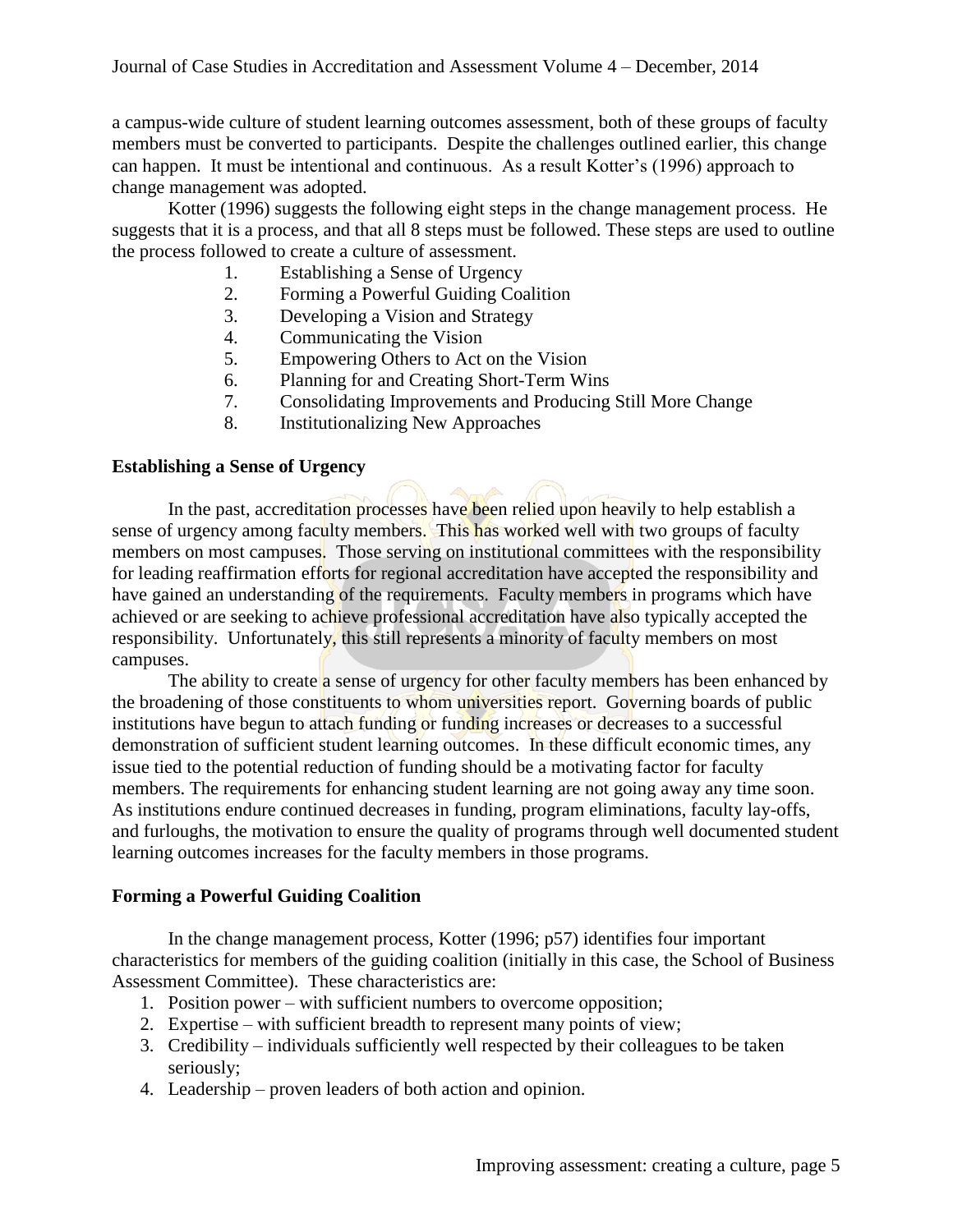a campus-wide culture of student learning outcomes assessment, both of these groups of faculty members must be converted to participants. Despite the challenges outlined earlier, this change can happen. It must be intentional and continuous. As a result Kotter's (1996) approach to change management was adopted.

Kotter (1996) suggests the following eight steps in the change management process. He suggests that it is a process, and that all 8 steps must be followed. These steps are used to outline the process followed to create a culture of assessment.

1. Establishing a Sense of Urgency
2. Forming a Powerful Guiding Coalition
3. Developing a Vision and Strategy
4. Communicating the Vision
5. Empowering Others to Act on the Vision
6. Planning for and Creating Short-Term Wins
7. Consolidating Improvements and Producing Still More Change
8. Institutionalizing New Approaches

**Establishing a Sense of Urgency**

In the past, accreditation processes have been relied upon heavily to help establish a sense of urgency among faculty members. This has worked well with two groups of faculty members on most campuses. Those serving on institutional committees with the responsibility for leading reaffirmation efforts for regional accreditation have accepted the responsibility and have gained an understanding of the requirements. Faculty members in programs which have achieved or are seeking to achieve professional accreditation have also typically accepted the responsibility. Unfortunately, this still represents a minority of faculty members on most campuses.

The ability to create a sense of urgency for other faculty members has been enhanced by the broadening of those constituents to whom universities report. Governing boards of public institutions have begun to attach funding or funding increases or decreases to a successful demonstration of sufficient student learning outcomes. In these difficult economic times, any issue tied to the potential reduction of funding should be a motivating factor for faculty members. The requirements for enhancing student learning are not going away any time soon. As institutions endure continued decreases in funding, program eliminations, faculty lay-offs, and furloughs, the motivation to ensure the quality of programs through well documented student learning outcomes increases for the faculty members in those programs.

**Forming a Powerful Guiding Coalition**

In the change management process, Kotter (1996; p57) identifies four important characteristics for members of the guiding coalition (initially in this case, the School of Business Assessment Committee). These characteristics are:

1. Position power – with sufficient numbers to overcome opposition;
2. Expertise – with sufficient breadth to represent many points of view;
3. Credibility – individuals sufficiently well respected by their colleagues to be taken seriously;
4. Leadership – proven leaders of both action and opinion.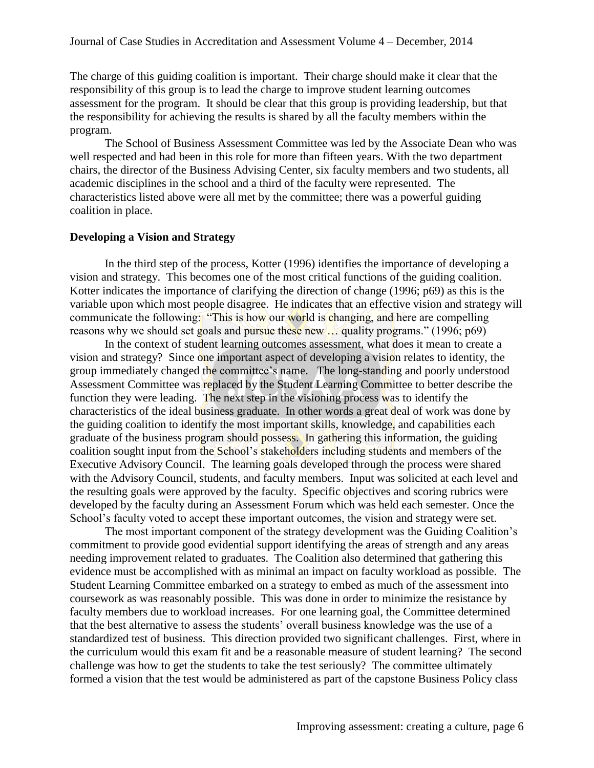The charge of this guiding coalition is important. Their charge should make it clear that the responsibility of this group is to lead the charge to improve student learning outcomes assessment for the program. It should be clear that this group is providing leadership, but that the responsibility for achieving the results is shared by all the faculty members within the program.

The School of Business Assessment Committee was led by the Associate Dean who was well respected and had been in this role for more than fifteen years. With the two department chairs, the director of the Business Advising Center, six faculty members and two students, all academic disciplines in the school and a third of the faculty were represented. The characteristics listed above were all met by the committee; there was a powerful guiding coalition in place.

## Developing a Vision and Strategy

In the third step of the process, Kotter (1996) identifies the importance of developing a vision and strategy. This becomes one of the most critical functions of the guiding coalition. Kotter indicates the importance of clarifying the direction of change (1996; p69) as this is the variable upon which most people disagree. He indicates that an effective vision and strategy will communicate the following: "This is how our world is changing, and here are compelling reasons why we should set goals and pursue these new … quality programs." (1996; p69)

In the context of student learning outcomes assessment, what does it mean to create a vision and strategy? Since one important aspect of developing a vision relates to identity, the group immediately changed the committee's name. The long-standing and poorly understood Assessment Committee was replaced by the Student Learning Committee to better describe the function they were leading. The next step in the visioning process was to identify the characteristics of the ideal business graduate. In other words a great deal of work was done by the guiding coalition to identify the most important skills, knowledge, and capabilities each graduate of the business program should possess. In gathering this information, the guiding coalition sought input from the School's stakeholders including students and members of the Executive Advisory Council. The learning goals developed through the process were shared with the Advisory Council, students, and faculty members. Input was solicited at each level and the resulting goals were approved by the faculty. Specific objectives and scoring rubrics were developed by the faculty during an Assessment Forum which was held each semester. Once the School's faculty voted to accept these important outcomes, the vision and strategy were set.

The most important component of the strategy development was the Guiding Coalition's commitment to provide good evidential support identifying the areas of strength and any areas needing improvement related to graduates. The Coalition also determined that gathering this evidence must be accomplished with as minimal an impact on faculty workload as possible. The Student Learning Committee embarked on a strategy to embed as much of the assessment into coursework as was reasonably possible. This was done in order to minimize the resistance by faculty members due to workload increases. For one learning goal, the Committee determined that the best alternative to assess the students' overall business knowledge was the use of a standardized test of business. This direction provided two significant challenges. First, where in the curriculum would this exam fit and be a reasonable measure of student learning? The second challenge was how to get the students to take the test seriously? The committee ultimately formed a vision that the test would be administered as part of the capstone Business Policy class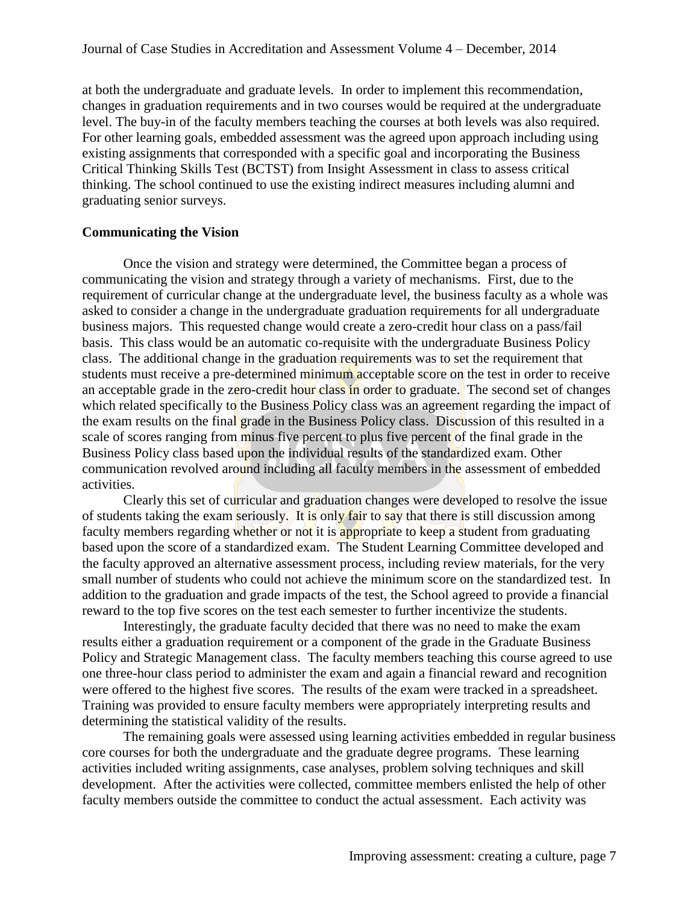at both the undergraduate and graduate levels. In order to implement this recommendation, changes in graduation requirements and in two courses would be required at the undergraduate level. The buy-in of the faculty members teaching the courses at both levels was also required. For other learning goals, embedded assessment was the agreed upon approach including using existing assignments that corresponded with a specific goal and incorporating the Business Critical Thinking Skills Test (BCTST) from Insight Assessment in class to assess critical thinking. The school continued to use the existing indirect measures including alumni and graduating senior surveys.

**Communicating the Vision**

Once the vision and strategy were determined, the Committee began a process of communicating the vision and strategy through a variety of mechanisms. First, due to the requirement of curricular change at the undergraduate level, the business faculty as a whole was asked to consider a change in the undergraduate graduation requirements for all undergraduate business majors. This requested change would create a zero-credit hour class on a pass/fail basis. This class would be an automatic co-requisite with the undergraduate Business Policy class. The additional change in the graduation requirements was to set the requirement that students must receive a pre-determined minimum acceptable score on the test in order to receive an acceptable grade in the zero-credit hour class in order to graduate. The second set of changes which related specifically to the Business Policy class was an agreement regarding the impact of the exam results on the final grade in the Business Policy class. Discussion of this resulted in a scale of scores ranging from minus five percent to plus five percent of the final grade in the Business Policy class based upon the individual results of the standardized exam. Other communication revolved around including all faculty members in the assessment of embedded activities.

Clearly this set of curricular and graduation changes were developed to resolve the issue of students taking the exam seriously. It is only fair to say that there is still discussion among faculty members regarding whether or not it is appropriate to keep a student from graduating based upon the score of a standardized exam. The Student Learning Committee developed and the faculty approved an alternative assessment process, including review materials, for the very small number of students who could not achieve the minimum score on the standardized test. In addition to the graduation and grade impacts of the test, the School agreed to provide a financial reward to the top five scores on the test each semester to further incentivize the students.

Interestingly, the graduate faculty decided that there was no need to make the exam results either a graduation requirement or a component of the grade in the Graduate Business Policy and Strategic Management class. The faculty members teaching this course agreed to use one three-hour class period to administer the exam and again a financial reward and recognition were offered to the highest five scores. The results of the exam were tracked in a spreadsheet. Training was provided to ensure faculty members were appropriately interpreting results and determining the statistical validity of the results.

The remaining goals were assessed using learning activities embedded in regular business core courses for both the undergraduate and the graduate degree programs. These learning activities included writing assignments, case analyses, problem solving techniques and skill development. After the activities were collected, committee members enlisted the help of other faculty members outside the committee to conduct the actual assessment. Each activity was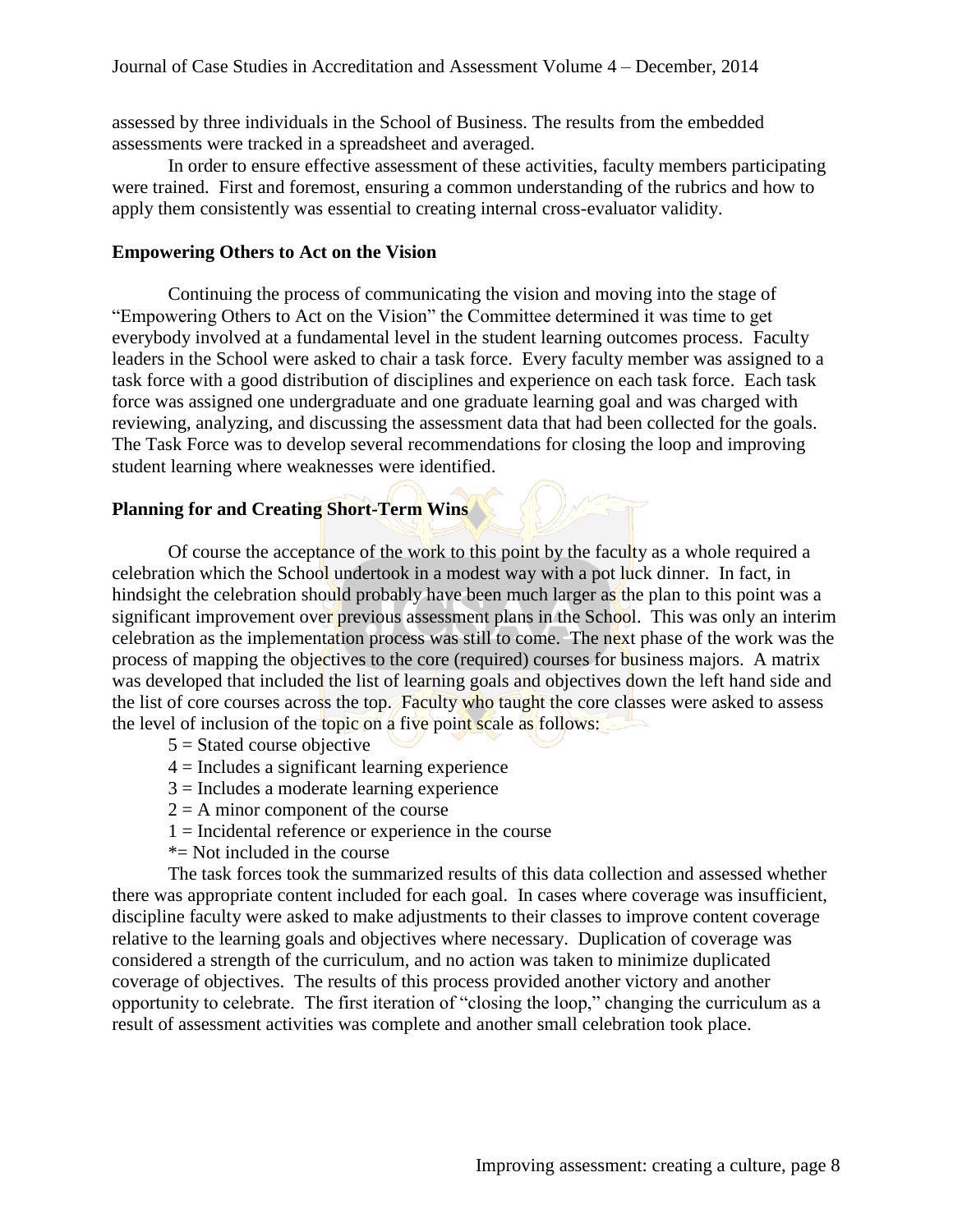assessed by three individuals in the School of Business. The results from the embedded assessments were tracked in a spreadsheet and averaged.

In order to ensure effective assessment of these activities, faculty members participating were trained. First and foremost, ensuring a common understanding of the rubrics and how to apply them consistently was essential to creating internal cross-evaluator validity.

**Empowering Others to Act on the Vision**

Continuing the process of communicating the vision and moving into the stage of "Empowering Others to Act on the Vision" the Committee determined it was time to get everybody involved at a fundamental level in the student learning outcomes process. Faculty leaders in the School were asked to chair a task force. Every faculty member was assigned to a task force with a good distribution of disciplines and experience on each task force. Each task force was assigned one undergraduate and one graduate learning goal and was charged with reviewing, analyzing, and discussing the assessment data that had been collected for the goals. The Task Force was to develop several recommendations for closing the loop and improving student learning where weaknesses were identified.

**Planning for and Creating Short-Term Wins**

Of course the acceptance of the work to this point by the faculty as a whole required a celebration which the School undertook in a modest way with a pot luck dinner. In fact, in hindsight the celebration should probably have been much larger as the plan to this point was a significant improvement over previous assessment plans in the School. This was only an interim celebration as the implementation process was still to come. The next phase of the work was the process of mapping the objectives to the core (required) courses for business majors. A matrix was developed that included the list of learning goals and objectives down the left hand side and the list of core courses across the top. Faculty who taught the core classes were asked to assess the level of inclusion of the topic on a five point scale as follows:

5 = Stated course objective
4 = Includes a significant learning experience
3 = Includes a moderate learning experience
2 = A minor component of the course
1 = Incidental reference or experience in the course
*= Not included in the course

The task forces took the summarized results of this data collection and assessed whether there was appropriate content included for each goal. In cases where coverage was insufficient, discipline faculty were asked to make adjustments to their classes to improve content coverage relative to the learning goals and objectives where necessary. Duplication of coverage was considered a strength of the curriculum, and no action was taken to minimize duplicated coverage of objectives. The results of this process provided another victory and another opportunity to celebrate. The first iteration of "closing the loop," changing the curriculum as a result of assessment activities was complete and another small celebration took place.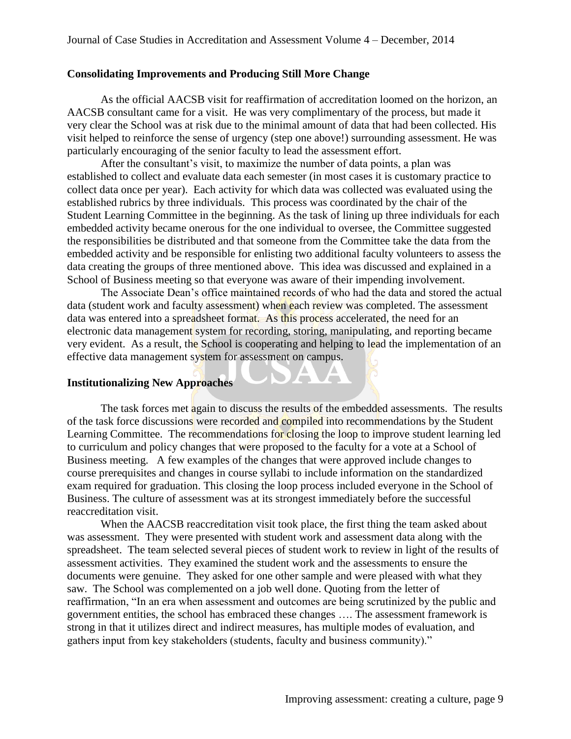## Consolidating Improvements and Producing Still More Change

As the official AACSB visit for reaffirmation of accreditation loomed on the horizon, an AACSB consultant came for a visit. He was very complimentary of the process, but made it very clear the School was at risk due to the minimal amount of data that had been collected. His visit helped to reinforce the sense of urgency (step one above!) surrounding assessment. He was particularly encouraging of the senior faculty to lead the assessment effort.

After the consultant's visit, to maximize the number of data points, a plan was established to collect and evaluate data each semester (in most cases it is customary practice to collect data once per year). Each activity for which data was collected was evaluated using the established rubrics by three individuals. This process was coordinated by the chair of the Student Learning Committee in the beginning. As the task of lining up three individuals for each embedded activity became onerous for the one individual to oversee, the Committee suggested the responsibilities be distributed and that someone from the Committee take the data from the embedded activity and be responsible for enlisting two additional faculty volunteers to assess the data creating the groups of three mentioned above. This idea was discussed and explained in a School of Business meeting so that everyone was aware of their impending involvement.

The Associate Dean's office maintained records of who had the data and stored the actual data (student work and faculty assessment) when each review was completed. The assessment data was entered into a spreadsheet format. As this process accelerated, the need for an electronic data management system for recording, storing, manipulating, and reporting became very evident. As a result, the School is cooperating and helping to lead the implementation of an effective data management system for assessment on campus.

## Institutionalizing New Approaches

The task forces met again to discuss the results of the embedded assessments. The results of the task force discussions were recorded and compiled into recommendations by the Student Learning Committee. The recommendations for closing the loop to improve student learning led to curriculum and policy changes that were proposed to the faculty for a vote at a School of Business meeting. A few examples of the changes that were approved include changes to course prerequisites and changes in course syllabi to include information on the standardized exam required for graduation. This closing the loop process included everyone in the School of Business. The culture of assessment was at its strongest immediately before the successful reaccreditation visit.

When the AACSB reaccreditation visit took place, the first thing the team asked about was assessment. They were presented with student work and assessment data along with the spreadsheet. The team selected several pieces of student work to review in light of the results of assessment activities. They examined the student work and the assessments to ensure the documents were genuine. They asked for one other sample and were pleased with what they saw. The School was complemented on a job well done. Quoting from the letter of reaffirmation, "In an era when assessment and outcomes are being scrutinized by the public and government entities, the school has embraced these changes …. The assessment framework is strong in that it utilizes direct and indirect measures, has multiple modes of evaluation, and gathers input from key stakeholders (students, faculty and business community)."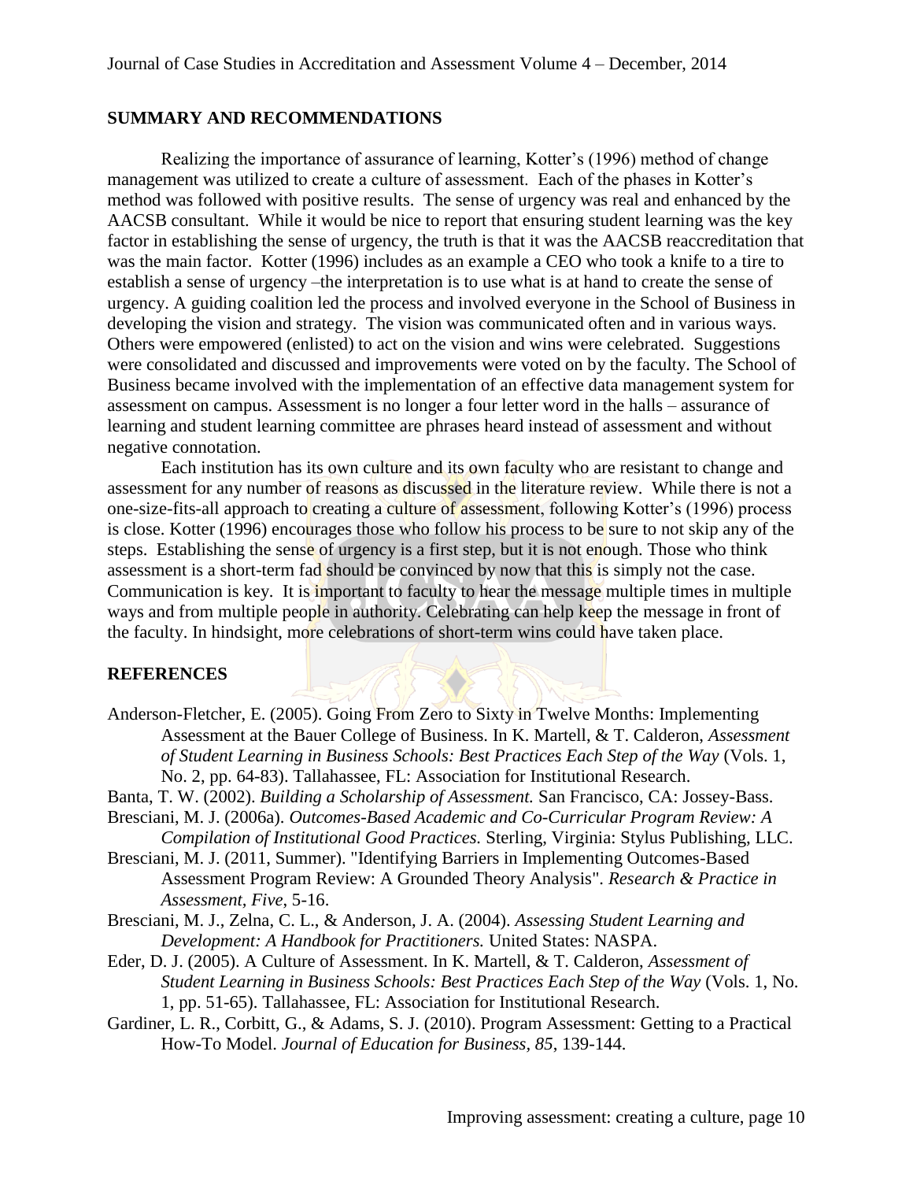## SUMMARY AND RECOMMENDATIONS

Realizing the importance of assurance of learning, Kotter's (1996) method of change management was utilized to create a culture of assessment. Each of the phases in Kotter's method was followed with positive results. The sense of urgency was real and enhanced by the AACSB consultant. While it would be nice to report that ensuring student learning was the key factor in establishing the sense of urgency, the truth is that it was the AACSB reaccreditation that was the main factor. Kotter (1996) includes as an example a CEO who took a knife to a tire to establish a sense of urgency –the interpretation is to use what is at hand to create the sense of urgency. A guiding coalition led the process and involved everyone in the School of Business in developing the vision and strategy. The vision was communicated often and in various ways. Others were empowered (enlisted) to act on the vision and wins were celebrated. Suggestions were consolidated and discussed and improvements were voted on by the faculty. The School of Business became involved with the implementation of an effective data management system for assessment on campus. Assessment is no longer a four letter word in the halls – assurance of learning and student learning committee are phrases heard instead of assessment and without negative connotation.

Each institution has its own culture and its own faculty who are resistant to change and assessment for any number of reasons as discussed in the literature review. While there is not a one-size-fits-all approach to creating a culture of assessment, following Kotter's (1996) process is close. Kotter (1996) encourages those who follow his process to be sure to not skip any of the steps. Establishing the sense of urgency is a first step, but it is not enough. Those who think assessment is a short-term fad should be convinced by now that this is simply not the case. Communication is key. It is important to faculty to hear the message multiple times in multiple ways and from multiple people in authority. Celebrating can help keep the message in front of the faculty. In hindsight, more celebrations of short-term wins could have taken place.

## REFERENCES

Anderson-Fletcher, E. (2005). Going From Zero to Sixty in Twelve Months: Implementing Assessment at the Bauer College of Business. In K. Martell, & T. Calderon, *Assessment of Student Learning in Business Schools: Best Practices Each Step of the Way* (Vols. 1, No. 2, pp. 64-83). Tallahassee, FL: Association for Institutional Research.

Banta, T. W. (2002). *Building a Scholarship of Assessment.* San Francisco, CA: Jossey-Bass.

Bresciani, M. J. (2006a). *Outcomes-Based Academic and Co-Curricular Program Review: A Compilation of Institutional Good Practices.* Sterling, Virginia: Stylus Publishing, LLC.

Bresciani, M. J. (2011, Summer). "Identifying Barriers in Implementing Outcomes-Based Assessment Program Review: A Grounded Theory Analysis". *Research & Practice in Assessment, Five*, 5-16.

Bresciani, M. J., Zelna, C. L., & Anderson, J. A. (2004). *Assessing Student Learning and Development: A Handbook for Practitioners.* United States: NASPA.

Eder, D. J. (2005). A Culture of Assessment. In K. Martell, & T. Calderon, *Assessment of Student Learning in Business Schools: Best Practices Each Step of the Way* (Vols. 1, No. 1, pp. 51-65). Tallahassee, FL: Association for Institutional Research.

Gardiner, L. R., Corbitt, G., & Adams, S. J. (2010). Program Assessment: Getting to a Practical How-To Model. *Journal of Education for Business, 85*, 139-144.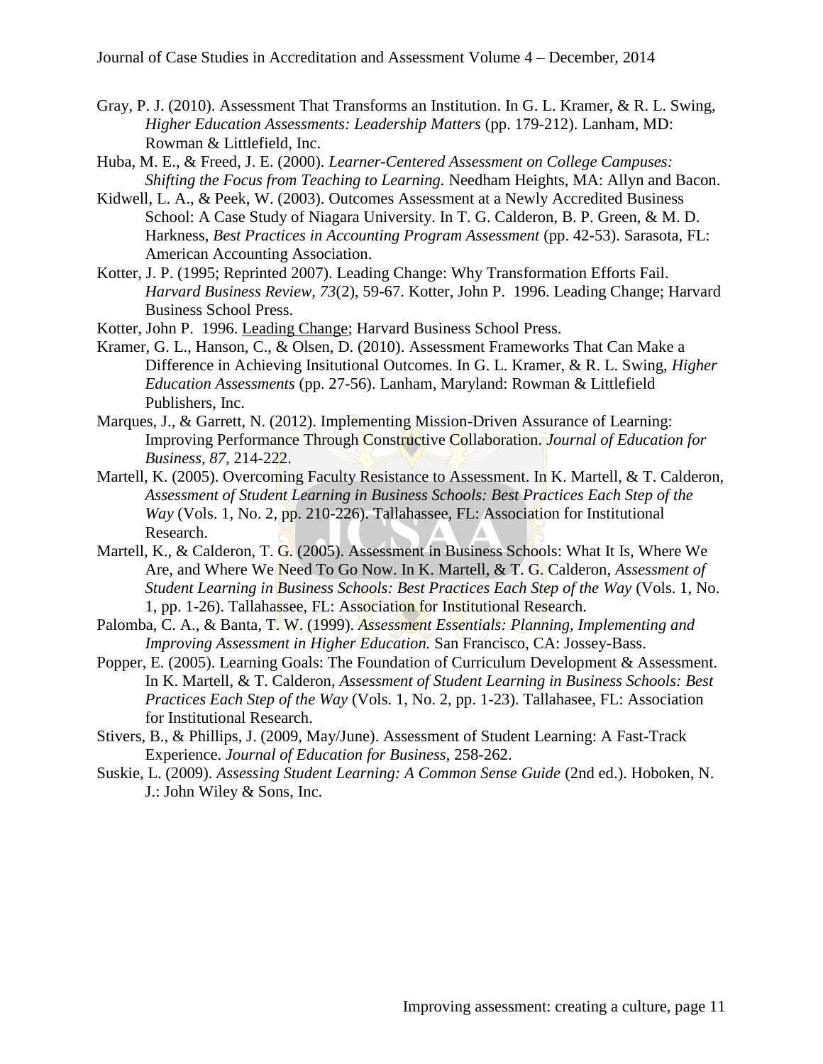Gray, P. J. (2010). Assessment That Transforms an Institution. In G. L. Kramer, & R. L. Swing, *Higher Education Assessments: Leadership Matters* (pp. 179-212). Lanham, MD: Rowman & Littlefield, Inc.

Huba, M. E., & Freed, J. E. (2000). *Learner-Centered Assessment on College Campuses: Shifting the Focus from Teaching to Learning.* Needham Heights, MA: Allyn and Bacon.

Kidwell, L. A., & Peek, W. (2003). Outcomes Assessment at a Newly Accredited Business School: A Case Study of Niagara University. In T. G. Calderon, B. P. Green, & M. D. Harkness, *Best Practices in Accounting Program Assessment* (pp. 42-53). Sarasota, FL: American Accounting Association.

Kotter, J. P. (1995; Reprinted 2007). Leading Change: Why Transformation Efforts Fail. *Harvard Business Review*, *73*(2), 59-67. Kotter, John P. 1996. Leading Change; Harvard Business School Press.

Kotter, John P. 1996. <u>Leading Change</u>; Harvard Business School Press.

Kramer, G. L., Hanson, C., & Olsen, D. (2010). Assessment Frameworks That Can Make a Difference in Achieving Insitutional Outcomes. In G. L. Kramer, & R. L. Swing, *Higher Education Assessments* (pp. 27-56). Lanham, Maryland: Rowman & Littlefield Publishers, Inc.

Marques, J., & Garrett, N. (2012). Implementing Mission-Driven Assurance of Learning: Improving Performance Through Constructive Collaboration. *Journal of Education for Business*, *87*, 214-222.

Martell, K. (2005). Overcoming Faculty Resistance to Assessment. In K. Martell, & T. Calderon, *Assessment of Student Learning in Business Schools: Best Practices Each Step of the Way* (Vols. 1, No. 2, pp. 210-226). Tallahassee, FL: Association for Institutional Research.

Martell, K., & Calderon, T. G. (2005). Assessment in Business Schools: What It Is, Where We Are, and Where We Need To Go Now. In K. Martell, & T. G. Calderon, *Assessment of Student Learning in Business Schools: Best Practices Each Step of the Way* (Vols. 1, No. 1, pp. 1-26). Tallahassee, FL: Association for Institutional Research.

Palomba, C. A., & Banta, T. W. (1999). *Assessment Essentials: Planning, Implementing and Improving Assessment in Higher Education.* San Francisco, CA: Jossey-Bass.

Popper, E. (2005). Learning Goals: The Foundation of Curriculum Development & Assessment. In K. Martell, & T. Calderon, *Assessment of Student Learning in Business Schools: Best Practices Each Step of the Way* (Vols. 1, No. 2, pp. 1-23). Tallahasee, FL: Association for Institutional Research.

Stivers, B., & Phillips, J. (2009, May/June). Assessment of Student Learning: A Fast-Track Experience. *Journal of Education for Business*, 258-262.

Suskie, L. (2009). *Assessing Student Learning: A Common Sense Guide* (2nd ed.). Hoboken, N. J.: John Wiley & Sons, Inc.